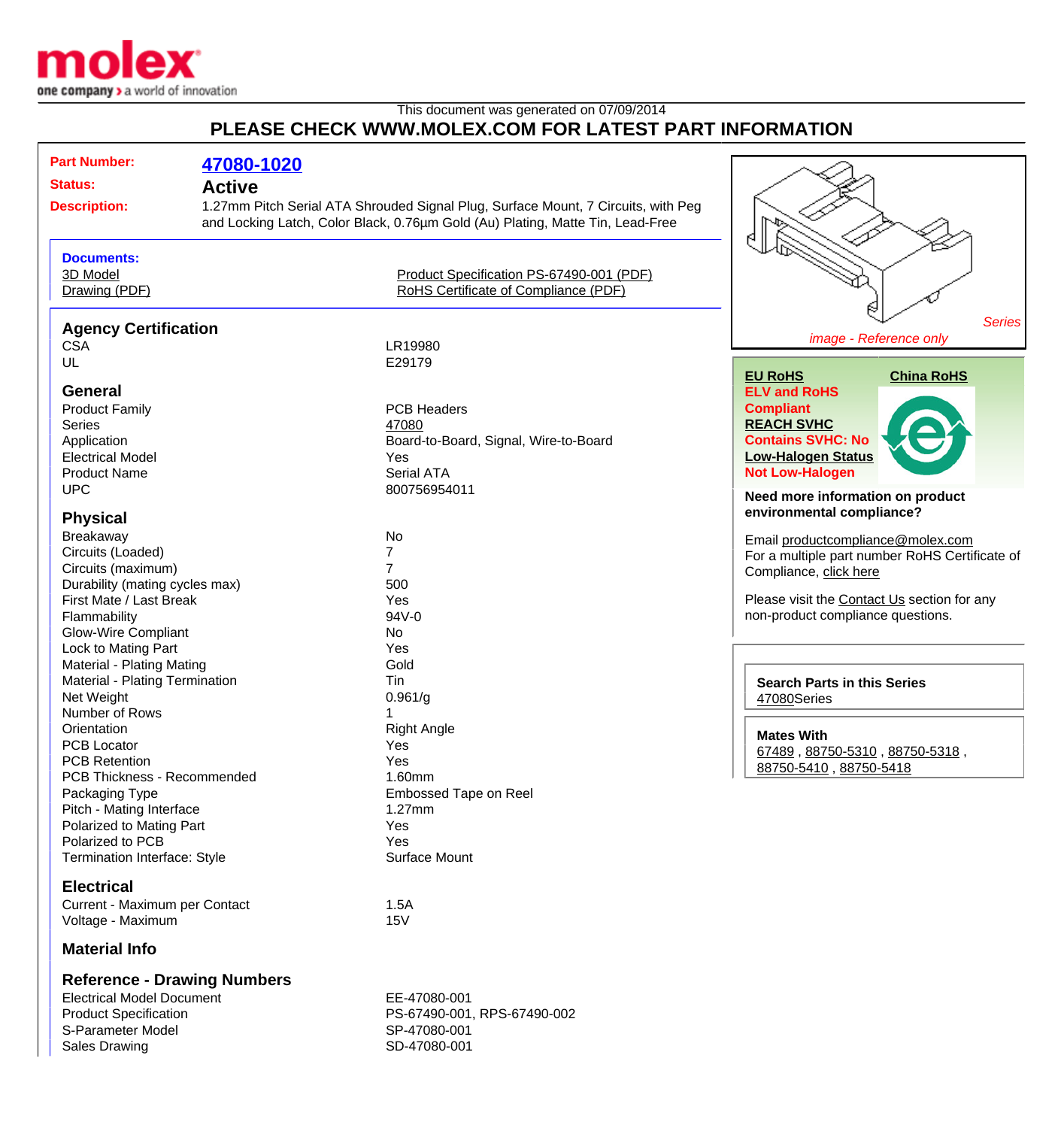molex
one company > a world of innovation

This document was generated on 07/09/2014

**PLEASE CHECK WWW.MOLEX.COM FOR LATEST PART INFORMATION**

**Part Number:** 47080-1020

**Status:** Active

**Description:** 1.27mm Pitch Serial ATA Shrouded Signal Plug, Surface Mount, 7 Circuits, with Peg and Locking Latch, Color Black, 0.76µm Gold (Au) Plating, Matte Tin, Lead-Free

**Documents:**

- 3D Model
- Drawing (PDF)
- Product Specification PS-67490-001 (PDF)
- RoHS Certificate of Compliance (PDF)

## Agency Certification

| | |
|---|---|
| CSA | LR19980 |
| UL | E29179 |

## General

| | |
|---|---|
| Product Family | PCB Headers |
| Series | 47080 |
| Application | Board-to-Board, Signal, Wire-to-Board |
| Electrical Model | Yes |
| Product Name | Serial ATA |
| UPC | 800756954011 |

## Physical

| | |
|---|---|
| Breakaway | No |
| Circuits (Loaded) | 7 |
| Circuits (maximum) | 7 |
| Durability (mating cycles max) | 500 |
| First Mate / Last Break | Yes |
| Flammability | 94V-0 |
| Glow-Wire Compliant | No |
| Lock to Mating Part | Yes |
| Material - Plating Mating | Gold |
| Material - Plating Termination | Tin |
| Net Weight | 0.961/g |
| Number of Rows | 1 |
| Orientation | Right Angle |
| PCB Locator | Yes |
| PCB Retention | Yes |
| PCB Thickness - Recommended | 1.60mm |
| Packaging Type | Embossed Tape on Reel |
| Pitch - Mating Interface | 1.27mm |
| Polarized to Mating Part | Yes |
| Polarized to PCB | Yes |
| Termination Interface: Style | Surface Mount |

## Electrical

| | |
|---|---|
| Current - Maximum per Contact | 1.5A |
| Voltage - Maximum | 15V |

## Material Info

## Reference - Drawing Numbers

| | |
|---|---|
| Electrical Model Document | EE-47080-001 |
| Product Specification | PS-67490-001, RPS-67490-002 |
| S-Parameter Model | SP-47080-001 |
| Sales Drawing | SD-47080-001 |

*Series*

*image - Reference only*

**EU RoHS**
**ELV and RoHS Compliant**

**China RoHS**

**REACH SVHC**
**Contains SVHC: No**

**Low-Halogen Status**
**Not Low-Halogen**

**Need more information on product environmental compliance?**

Email productcompliance@molex.com

For a multiple part number RoHS Certificate of Compliance, click here

Please visit the Contact Us section for any non-product compliance questions.

**Search Parts in this Series**
47080Series

**Mates With**
67489 , 88750-5310 , 88750-5318 , 88750-5410 , 88750-5418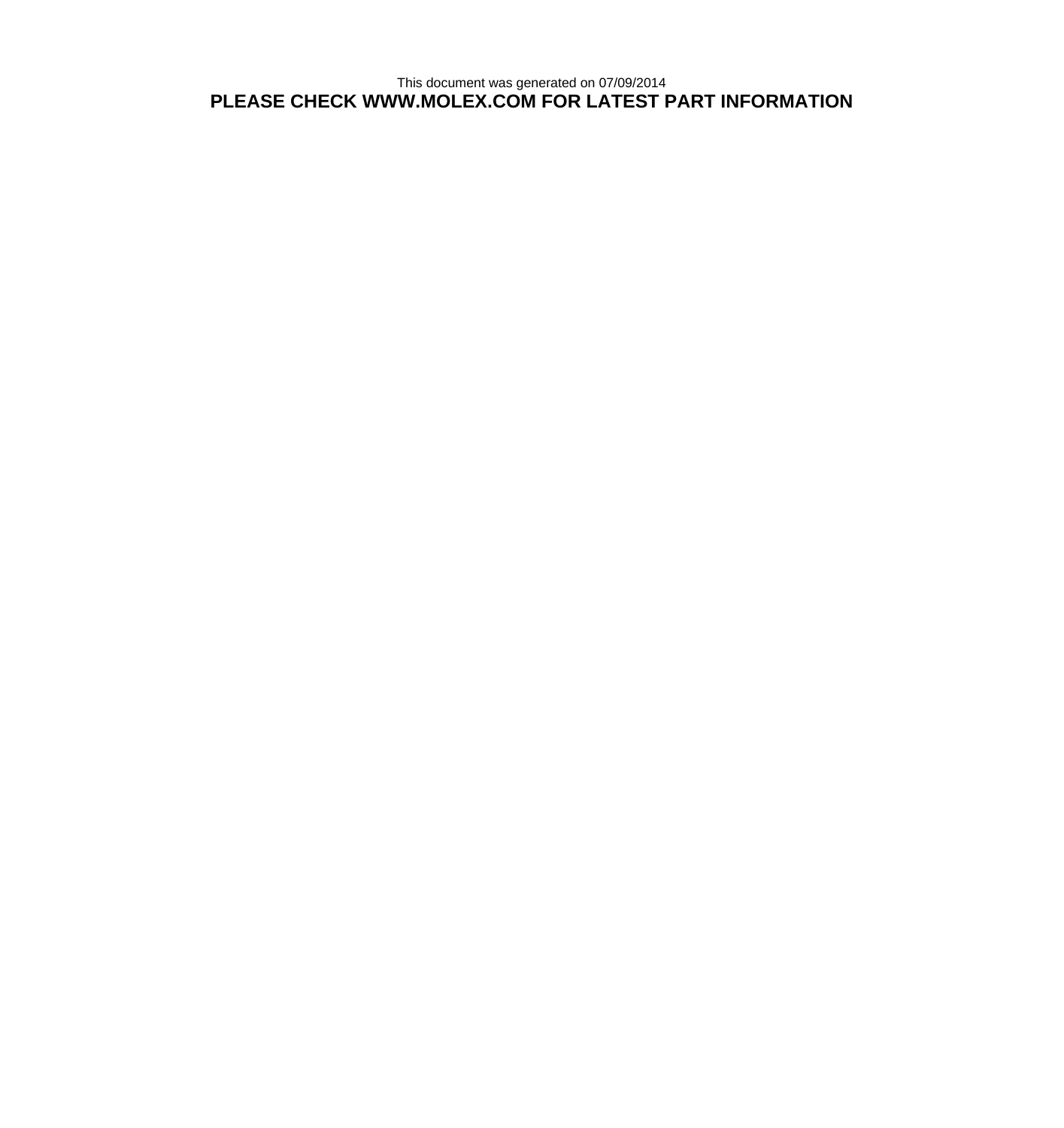This document was generated on 07/09/2014

**PLEASE CHECK WWW.MOLEX.COM FOR LATEST PART INFORMATION**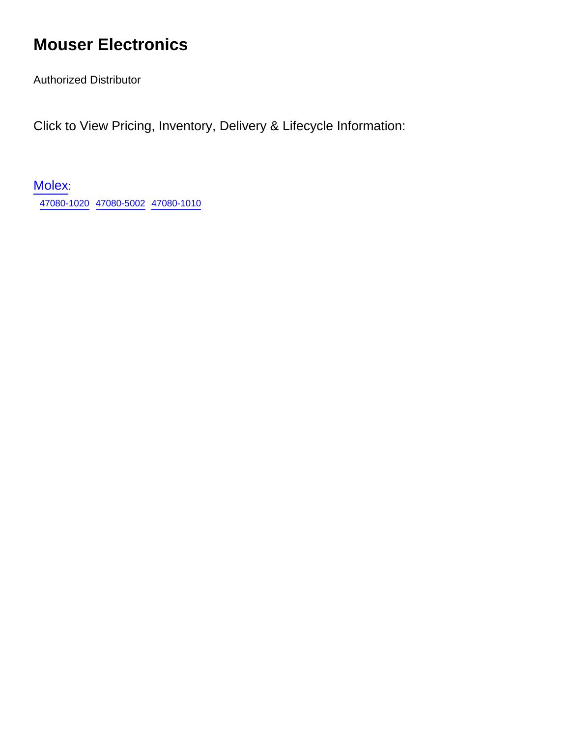# Mouser Electronics

Authorized Distributor

Click to View Pricing, Inventory, Delivery & Lifecycle Information:

Molex:

47080-1020 47080-5002 47080-1010